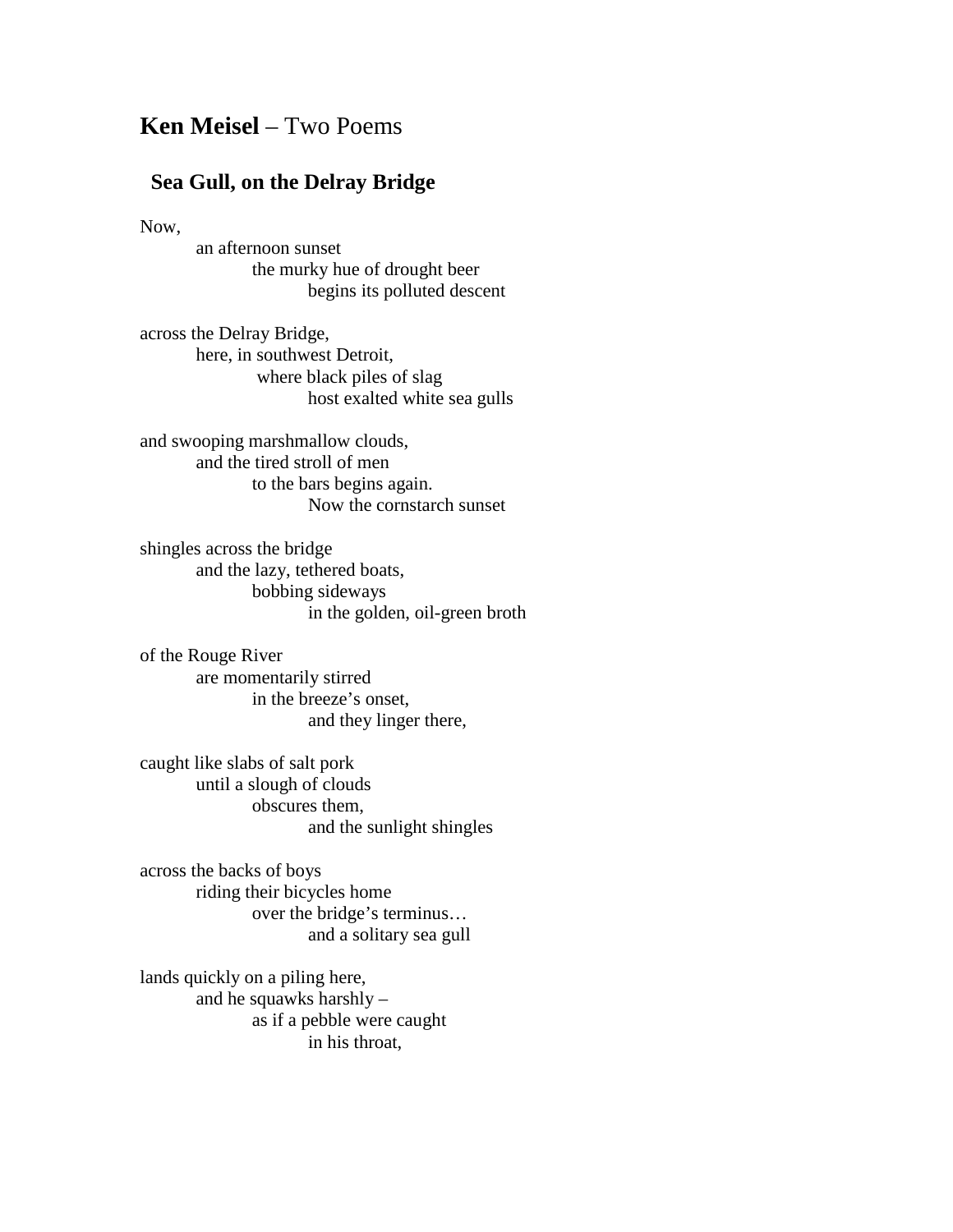# **Ken Meisel** – Two Poems

## Sea Gull, on the Delray Bridge

Now,  
&nbsp;&nbsp;&nbsp;&nbsp;&nbsp;&nbsp;&nbsp;&nbsp;an afternoon sunset  
&nbsp;&nbsp;&nbsp;&nbsp;&nbsp;&nbsp;&nbsp;&nbsp;&nbsp;&nbsp;&nbsp;&nbsp;&nbsp;&nbsp;&nbsp;&nbsp;the murky hue of drought beer  
&nbsp;&nbsp;&nbsp;&nbsp;&nbsp;&nbsp;&nbsp;&nbsp;&nbsp;&nbsp;&nbsp;&nbsp;&nbsp;&nbsp;&nbsp;&nbsp;&nbsp;&nbsp;&nbsp;&nbsp;&nbsp;&nbsp;&nbsp;&nbsp;begins its polluted descent

across the Delray Bridge,  
&nbsp;&nbsp;&nbsp;&nbsp;&nbsp;&nbsp;&nbsp;&nbsp;here, in southwest Detroit,  
&nbsp;&nbsp;&nbsp;&nbsp;&nbsp;&nbsp;&nbsp;&nbsp;&nbsp;&nbsp;&nbsp;&nbsp;&nbsp;&nbsp;&nbsp;&nbsp;where black piles of slag  
&nbsp;&nbsp;&nbsp;&nbsp;&nbsp;&nbsp;&nbsp;&nbsp;&nbsp;&nbsp;&nbsp;&nbsp;&nbsp;&nbsp;&nbsp;&nbsp;&nbsp;&nbsp;&nbsp;&nbsp;&nbsp;&nbsp;&nbsp;&nbsp;host exalted white sea gulls

and swooping marshmallow clouds,  
&nbsp;&nbsp;&nbsp;&nbsp;&nbsp;&nbsp;&nbsp;&nbsp;and the tired stroll of men  
&nbsp;&nbsp;&nbsp;&nbsp;&nbsp;&nbsp;&nbsp;&nbsp;&nbsp;&nbsp;&nbsp;&nbsp;&nbsp;&nbsp;&nbsp;&nbsp;to the bars begins again.  
&nbsp;&nbsp;&nbsp;&nbsp;&nbsp;&nbsp;&nbsp;&nbsp;&nbsp;&nbsp;&nbsp;&nbsp;&nbsp;&nbsp;&nbsp;&nbsp;&nbsp;&nbsp;&nbsp;&nbsp;&nbsp;&nbsp;&nbsp;&nbsp;Now the cornstarch sunset

shingles across the bridge  
&nbsp;&nbsp;&nbsp;&nbsp;&nbsp;&nbsp;&nbsp;&nbsp;and the lazy, tethered boats,  
&nbsp;&nbsp;&nbsp;&nbsp;&nbsp;&nbsp;&nbsp;&nbsp;&nbsp;&nbsp;&nbsp;&nbsp;&nbsp;&nbsp;&nbsp;&nbsp;bobbing sideways  
&nbsp;&nbsp;&nbsp;&nbsp;&nbsp;&nbsp;&nbsp;&nbsp;&nbsp;&nbsp;&nbsp;&nbsp;&nbsp;&nbsp;&nbsp;&nbsp;&nbsp;&nbsp;&nbsp;&nbsp;&nbsp;&nbsp;&nbsp;&nbsp;in the golden, oil-green broth

of the Rouge River  
&nbsp;&nbsp;&nbsp;&nbsp;&nbsp;&nbsp;&nbsp;&nbsp;are momentarily stirred  
&nbsp;&nbsp;&nbsp;&nbsp;&nbsp;&nbsp;&nbsp;&nbsp;&nbsp;&nbsp;&nbsp;&nbsp;&nbsp;&nbsp;&nbsp;&nbsp;in the breeze's onset,  
&nbsp;&nbsp;&nbsp;&nbsp;&nbsp;&nbsp;&nbsp;&nbsp;&nbsp;&nbsp;&nbsp;&nbsp;&nbsp;&nbsp;&nbsp;&nbsp;&nbsp;&nbsp;&nbsp;&nbsp;&nbsp;&nbsp;&nbsp;&nbsp;and they linger there,

caught like slabs of salt pork  
&nbsp;&nbsp;&nbsp;&nbsp;&nbsp;&nbsp;&nbsp;&nbsp;until a slough of clouds  
&nbsp;&nbsp;&nbsp;&nbsp;&nbsp;&nbsp;&nbsp;&nbsp;&nbsp;&nbsp;&nbsp;&nbsp;&nbsp;&nbsp;&nbsp;&nbsp;obscures them,  
&nbsp;&nbsp;&nbsp;&nbsp;&nbsp;&nbsp;&nbsp;&nbsp;&nbsp;&nbsp;&nbsp;&nbsp;&nbsp;&nbsp;&nbsp;&nbsp;&nbsp;&nbsp;&nbsp;&nbsp;&nbsp;&nbsp;&nbsp;&nbsp;and the sunlight shingles

across the backs of boys  
&nbsp;&nbsp;&nbsp;&nbsp;&nbsp;&nbsp;&nbsp;&nbsp;riding their bicycles home  
&nbsp;&nbsp;&nbsp;&nbsp;&nbsp;&nbsp;&nbsp;&nbsp;&nbsp;&nbsp;&nbsp;&nbsp;&nbsp;&nbsp;&nbsp;&nbsp;over the bridge's terminus…  
&nbsp;&nbsp;&nbsp;&nbsp;&nbsp;&nbsp;&nbsp;&nbsp;&nbsp;&nbsp;&nbsp;&nbsp;&nbsp;&nbsp;&nbsp;&nbsp;&nbsp;&nbsp;&nbsp;&nbsp;&nbsp;&nbsp;&nbsp;&nbsp;and a solitary sea gull

lands quickly on a piling here,  
&nbsp;&nbsp;&nbsp;&nbsp;&nbsp;&nbsp;&nbsp;&nbsp;and he squawks harshly –  
&nbsp;&nbsp;&nbsp;&nbsp;&nbsp;&nbsp;&nbsp;&nbsp;&nbsp;&nbsp;&nbsp;&nbsp;&nbsp;&nbsp;&nbsp;&nbsp;as if a pebble were caught  
&nbsp;&nbsp;&nbsp;&nbsp;&nbsp;&nbsp;&nbsp;&nbsp;&nbsp;&nbsp;&nbsp;&nbsp;&nbsp;&nbsp;&nbsp;&nbsp;&nbsp;&nbsp;&nbsp;&nbsp;&nbsp;&nbsp;&nbsp;&nbsp;in his throat,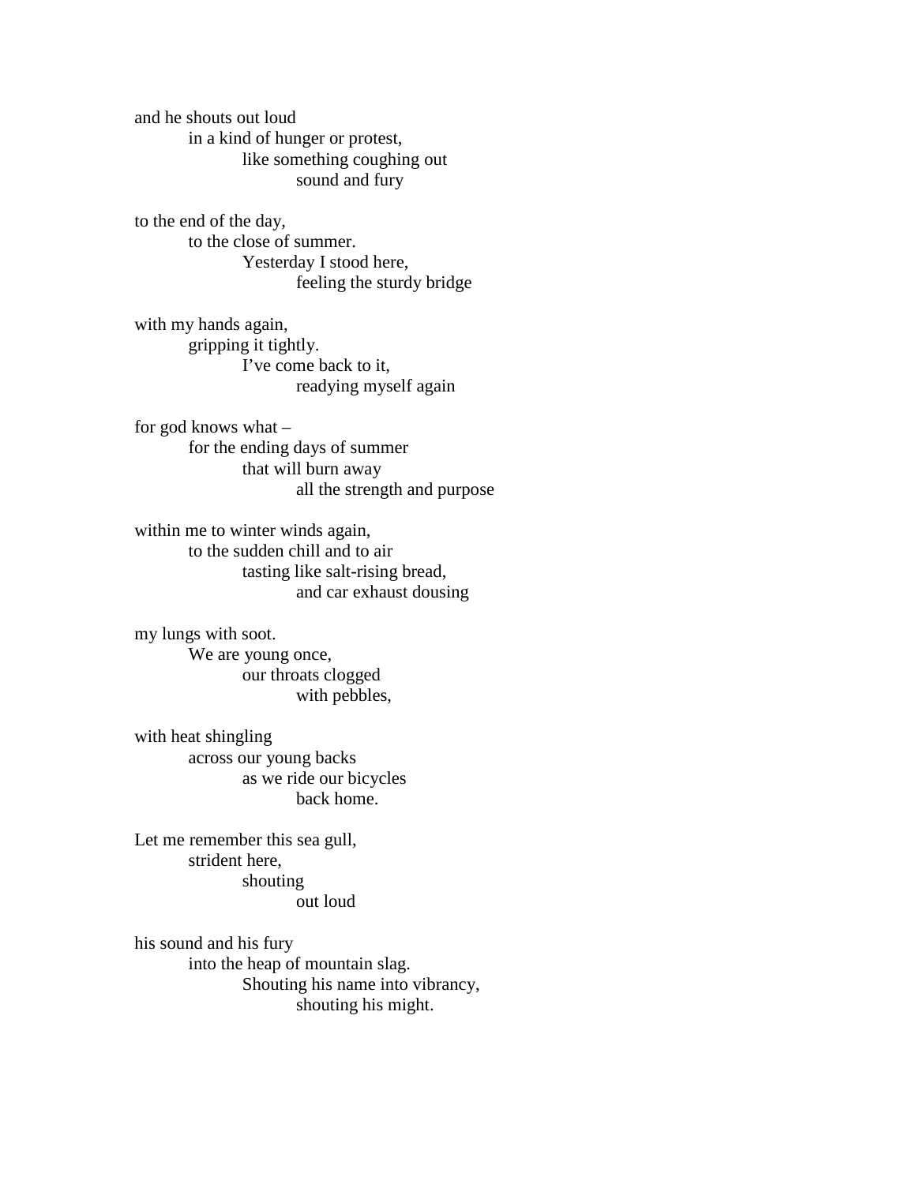and he shouts out loud
&nbsp;&nbsp;&nbsp;&nbsp;&nbsp;&nbsp;&nbsp;&nbsp;in a kind of hunger or protest,
&nbsp;&nbsp;&nbsp;&nbsp;&nbsp;&nbsp;&nbsp;&nbsp;&nbsp;&nbsp;&nbsp;&nbsp;&nbsp;&nbsp;&nbsp;&nbsp;like something coughing out
&nbsp;&nbsp;&nbsp;&nbsp;&nbsp;&nbsp;&nbsp;&nbsp;&nbsp;&nbsp;&nbsp;&nbsp;&nbsp;&nbsp;&nbsp;&nbsp;&nbsp;&nbsp;&nbsp;&nbsp;&nbsp;&nbsp;&nbsp;&nbsp;sound and fury

to the end of the day,
&nbsp;&nbsp;&nbsp;&nbsp;&nbsp;&nbsp;&nbsp;&nbsp;to the close of summer.
&nbsp;&nbsp;&nbsp;&nbsp;&nbsp;&nbsp;&nbsp;&nbsp;&nbsp;&nbsp;&nbsp;&nbsp;&nbsp;&nbsp;&nbsp;&nbsp;Yesterday I stood here,
&nbsp;&nbsp;&nbsp;&nbsp;&nbsp;&nbsp;&nbsp;&nbsp;&nbsp;&nbsp;&nbsp;&nbsp;&nbsp;&nbsp;&nbsp;&nbsp;&nbsp;&nbsp;&nbsp;&nbsp;&nbsp;&nbsp;&nbsp;&nbsp;feeling the sturdy bridge

with my hands again,
&nbsp;&nbsp;&nbsp;&nbsp;&nbsp;&nbsp;&nbsp;&nbsp;gripping it tightly.
&nbsp;&nbsp;&nbsp;&nbsp;&nbsp;&nbsp;&nbsp;&nbsp;&nbsp;&nbsp;&nbsp;&nbsp;&nbsp;&nbsp;&nbsp;&nbsp;I've come back to it,
&nbsp;&nbsp;&nbsp;&nbsp;&nbsp;&nbsp;&nbsp;&nbsp;&nbsp;&nbsp;&nbsp;&nbsp;&nbsp;&nbsp;&nbsp;&nbsp;&nbsp;&nbsp;&nbsp;&nbsp;&nbsp;&nbsp;&nbsp;&nbsp;readying myself again

for god knows what –
&nbsp;&nbsp;&nbsp;&nbsp;&nbsp;&nbsp;&nbsp;&nbsp;for the ending days of summer
&nbsp;&nbsp;&nbsp;&nbsp;&nbsp;&nbsp;&nbsp;&nbsp;&nbsp;&nbsp;&nbsp;&nbsp;&nbsp;&nbsp;&nbsp;&nbsp;that will burn away
&nbsp;&nbsp;&nbsp;&nbsp;&nbsp;&nbsp;&nbsp;&nbsp;&nbsp;&nbsp;&nbsp;&nbsp;&nbsp;&nbsp;&nbsp;&nbsp;&nbsp;&nbsp;&nbsp;&nbsp;&nbsp;&nbsp;&nbsp;&nbsp;all the strength and purpose

within me to winter winds again,
&nbsp;&nbsp;&nbsp;&nbsp;&nbsp;&nbsp;&nbsp;&nbsp;to the sudden chill and to air
&nbsp;&nbsp;&nbsp;&nbsp;&nbsp;&nbsp;&nbsp;&nbsp;&nbsp;&nbsp;&nbsp;&nbsp;&nbsp;&nbsp;&nbsp;&nbsp;tasting like salt-rising bread,
&nbsp;&nbsp;&nbsp;&nbsp;&nbsp;&nbsp;&nbsp;&nbsp;&nbsp;&nbsp;&nbsp;&nbsp;&nbsp;&nbsp;&nbsp;&nbsp;&nbsp;&nbsp;&nbsp;&nbsp;&nbsp;&nbsp;&nbsp;&nbsp;and car exhaust dousing

my lungs with soot.
&nbsp;&nbsp;&nbsp;&nbsp;&nbsp;&nbsp;&nbsp;&nbsp;We are young once,
&nbsp;&nbsp;&nbsp;&nbsp;&nbsp;&nbsp;&nbsp;&nbsp;&nbsp;&nbsp;&nbsp;&nbsp;&nbsp;&nbsp;&nbsp;&nbsp;our throats clogged
&nbsp;&nbsp;&nbsp;&nbsp;&nbsp;&nbsp;&nbsp;&nbsp;&nbsp;&nbsp;&nbsp;&nbsp;&nbsp;&nbsp;&nbsp;&nbsp;&nbsp;&nbsp;&nbsp;&nbsp;&nbsp;&nbsp;&nbsp;&nbsp;with pebbles,

with heat shingling
&nbsp;&nbsp;&nbsp;&nbsp;&nbsp;&nbsp;&nbsp;&nbsp;across our young backs
&nbsp;&nbsp;&nbsp;&nbsp;&nbsp;&nbsp;&nbsp;&nbsp;&nbsp;&nbsp;&nbsp;&nbsp;&nbsp;&nbsp;&nbsp;&nbsp;as we ride our bicycles
&nbsp;&nbsp;&nbsp;&nbsp;&nbsp;&nbsp;&nbsp;&nbsp;&nbsp;&nbsp;&nbsp;&nbsp;&nbsp;&nbsp;&nbsp;&nbsp;&nbsp;&nbsp;&nbsp;&nbsp;&nbsp;&nbsp;&nbsp;&nbsp;back home.

Let me remember this sea gull,
&nbsp;&nbsp;&nbsp;&nbsp;&nbsp;&nbsp;&nbsp;&nbsp;strident here,
&nbsp;&nbsp;&nbsp;&nbsp;&nbsp;&nbsp;&nbsp;&nbsp;&nbsp;&nbsp;&nbsp;&nbsp;&nbsp;&nbsp;&nbsp;&nbsp;shouting
&nbsp;&nbsp;&nbsp;&nbsp;&nbsp;&nbsp;&nbsp;&nbsp;&nbsp;&nbsp;&nbsp;&nbsp;&nbsp;&nbsp;&nbsp;&nbsp;&nbsp;&nbsp;&nbsp;&nbsp;&nbsp;&nbsp;&nbsp;&nbsp;out loud

his sound and his fury
&nbsp;&nbsp;&nbsp;&nbsp;&nbsp;&nbsp;&nbsp;&nbsp;into the heap of mountain slag.
&nbsp;&nbsp;&nbsp;&nbsp;&nbsp;&nbsp;&nbsp;&nbsp;&nbsp;&nbsp;&nbsp;&nbsp;&nbsp;&nbsp;&nbsp;&nbsp;Shouting his name into vibrancy,
&nbsp;&nbsp;&nbsp;&nbsp;&nbsp;&nbsp;&nbsp;&nbsp;&nbsp;&nbsp;&nbsp;&nbsp;&nbsp;&nbsp;&nbsp;&nbsp;&nbsp;&nbsp;&nbsp;&nbsp;&nbsp;&nbsp;&nbsp;&nbsp;shouting his might.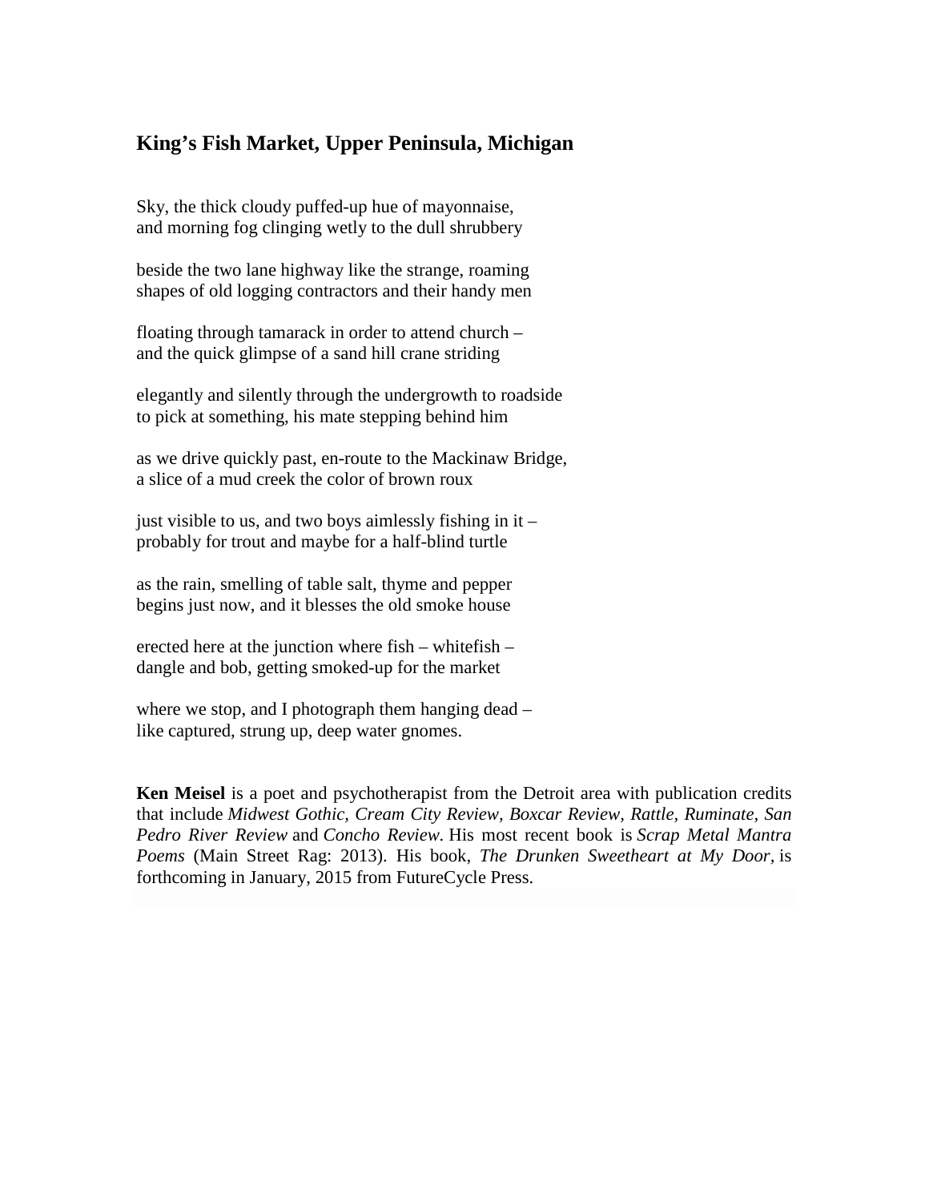## King's Fish Market, Upper Peninsula, Michigan

Sky, the thick cloudy puffed-up hue of mayonnaise,  
and morning fog clinging wetly to the dull shrubbery

beside the two lane highway like the strange, roaming  
shapes of old logging contractors and their handy men

floating through tamarack in order to attend church –  
and the quick glimpse of a sand hill crane striding

elegantly and silently through the undergrowth to roadside  
to pick at something, his mate stepping behind him

as we drive quickly past, en-route to the Mackinaw Bridge,  
a slice of a mud creek the color of brown roux

just visible to us, and two boys aimlessly fishing in it –  
probably for trout and maybe for a half-blind turtle

as the rain, smelling of table salt, thyme and pepper  
begins just now, and it blesses the old smoke house

erected here at the junction where fish – whitefish –  
dangle and bob, getting smoked-up for the market

where we stop, and I photograph them hanging dead –  
like captured, strung up, deep water gnomes.

**Ken Meisel** is a poet and psychotherapist from the Detroit area with publication credits that include *Midwest Gothic, Cream City Review, Boxcar Review, Rattle, Ruminate, San Pedro River Review* and *Concho Review*. His most recent book is *Scrap Metal Mantra Poems* (Main Street Rag: 2013). His book, *The Drunken Sweetheart at My Door,* is forthcoming in January, 2015 from FutureCycle Press.